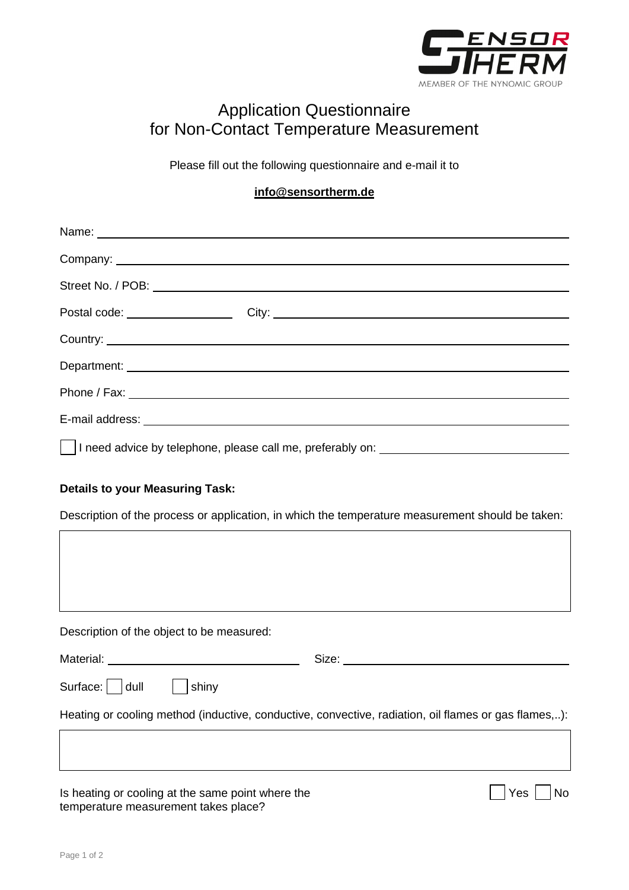# Application Questionnaire for Non-Contact Temperature Measurement

Please fill out the following questionnaire and e-mail it to

**info@sensortherm.de**

Name: ______________________________

Company: ______________________________

Street No. / POB: ______________________________

Postal code: ______________ City: ______________________________

Country: ______________________________

Department: ______________________________

Phone / Fax: ______________________________

E-mail address: ______________________________

☐ I need advice by telephone, please call me, preferably on: ______________________________

**Details to your Measuring Task:**

Description of the process or application, in which the temperature measurement should be taken:

______________________________

Description of the object to be measured:

Material: ______________________________ Size: ______________________________

Surface: ☐ dull ☐ shiny

Heating or cooling method (inductive, conductive, convective, radiation, oil flames or gas flames,..):

______________________________

Is heating or cooling at the same point where the temperature measurement takes place? ☐ Yes ☐ No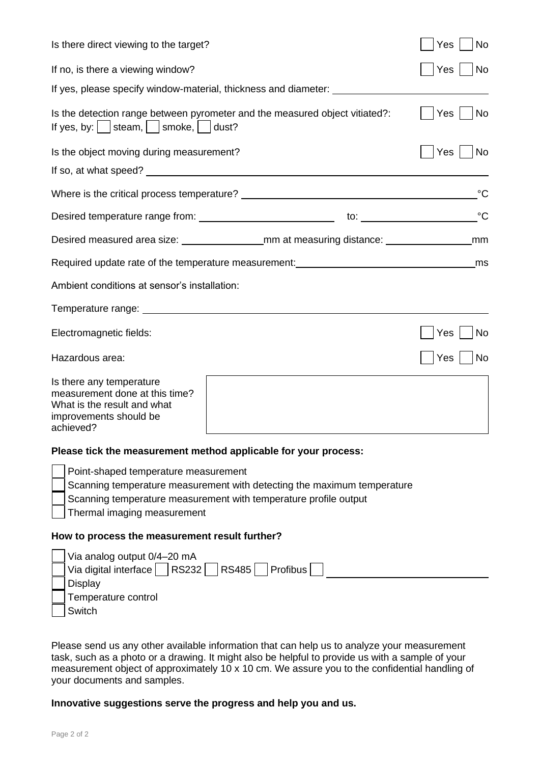Is there direct viewing to the target? ☐ Yes ☐ No

If no, is there a viewing window? ☐ Yes ☐ No

If yes, please specify window-material, thickness and diameter: ____________________

Is the detection range between pyrometer and the measured object vitiated?: ☐ Yes ☐ No
If yes, by: ☐ steam, ☐ smoke, ☐ dust?

Is the object moving during measurement? ☐ Yes ☐ No

If so, at what speed? ____________________

Where is the critical process temperature? ____________________ °C

Desired temperature range from: ____________________ to: ____________________ °C

Desired measured area size: ____________________ mm at measuring distance: ____________________ mm

Required update rate of the temperature measurement: ____________________ ms

Ambient conditions at sensor's installation:

Temperature range: ____________________

Electromagnetic fields: ☐ Yes ☐ No

Hazardous area: ☐ Yes ☐ No

| | |
|---|---|
| Is there any temperature measurement done at this time? What is the result and what improvements should be achieved? | |

**Please tick the measurement method applicable for your process:**

☐ Point-shaped temperature measurement
☐ Scanning temperature measurement with detecting the maximum temperature
☐ Scanning temperature measurement with temperature profile output
☐ Thermal imaging measurement

**How to process the measurement result further?**

☐ Via analog output 0/4–20 mA
☐ Via digital interface ☐ RS232 ☐ RS485 ☐ Profibus ☐ ____________________
☐ Display
☐ Temperature control
☐ Switch

Please send us any other available information that can help us to analyze your measurement task, such as a photo or a drawing. It might also be helpful to provide us with a sample of your measurement object of approximately 10 x 10 cm. We assure you to the confidential handling of your documents and samples.

**Innovative suggestions serve the progress and help you and us.**